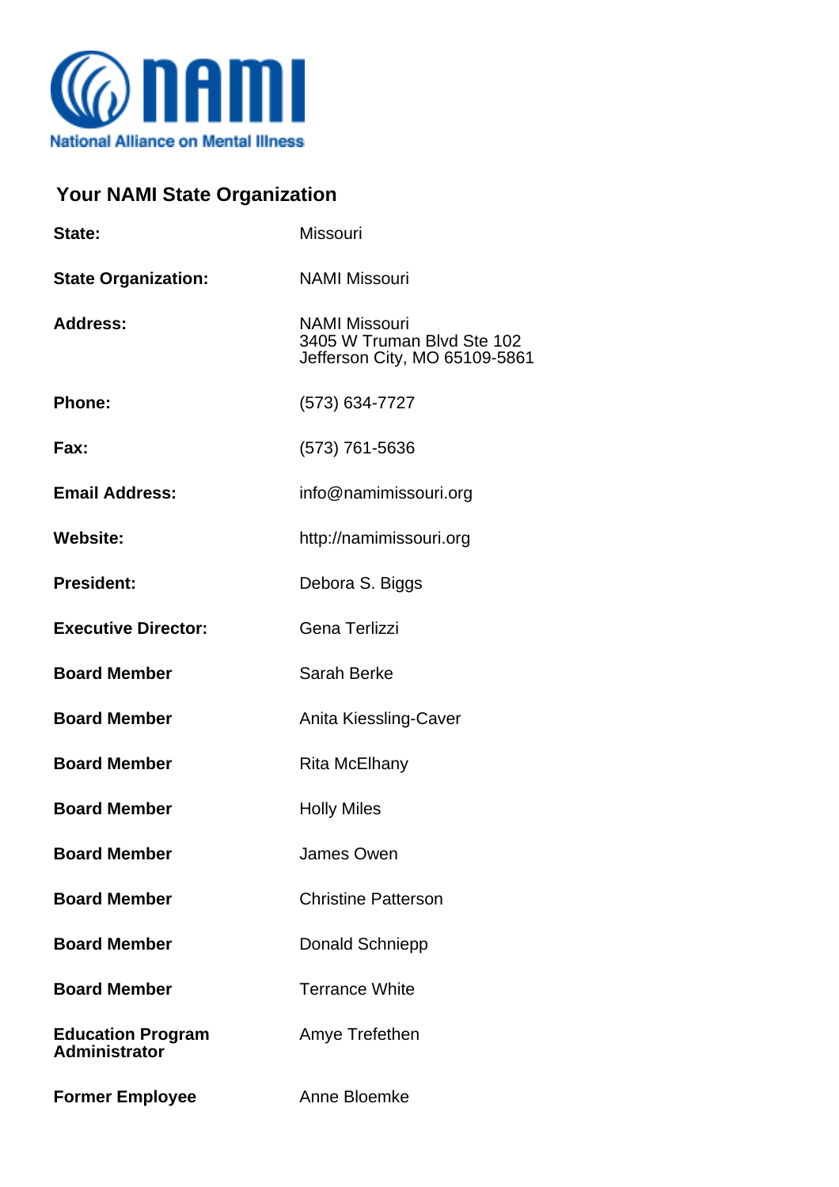National Alliance on Mental Illness

## Your NAMI State Organization

| | |
|---|---|
| **State:** | Missouri |
| **State Organization:** | NAMI Missouri |
| **Address:** | NAMI Missouri<br>3405 W Truman Blvd Ste 102<br>Jefferson City, MO 65109-5861 |
| **Phone:** | (573) 634-7727 |
| **Fax:** | (573) 761-5636 |
| **Email Address:** | info@namimissouri.org |
| **Website:** | http://namimissouri.org |
| **President:** | Debora S. Biggs |
| **Executive Director:** | Gena Terlizzi |
| **Board Member** | Sarah Berke |
| **Board Member** | Anita Kiessling-Caver |
| **Board Member** | Rita McElhany |
| **Board Member** | Holly Miles |
| **Board Member** | James Owen |
| **Board Member** | Christine Patterson |
| **Board Member** | Donald Schniepp |
| **Board Member** | Terrance White |
| **Education Program Administrator** | Amye Trefethen |
| **Former Employee** | Anne Bloemke |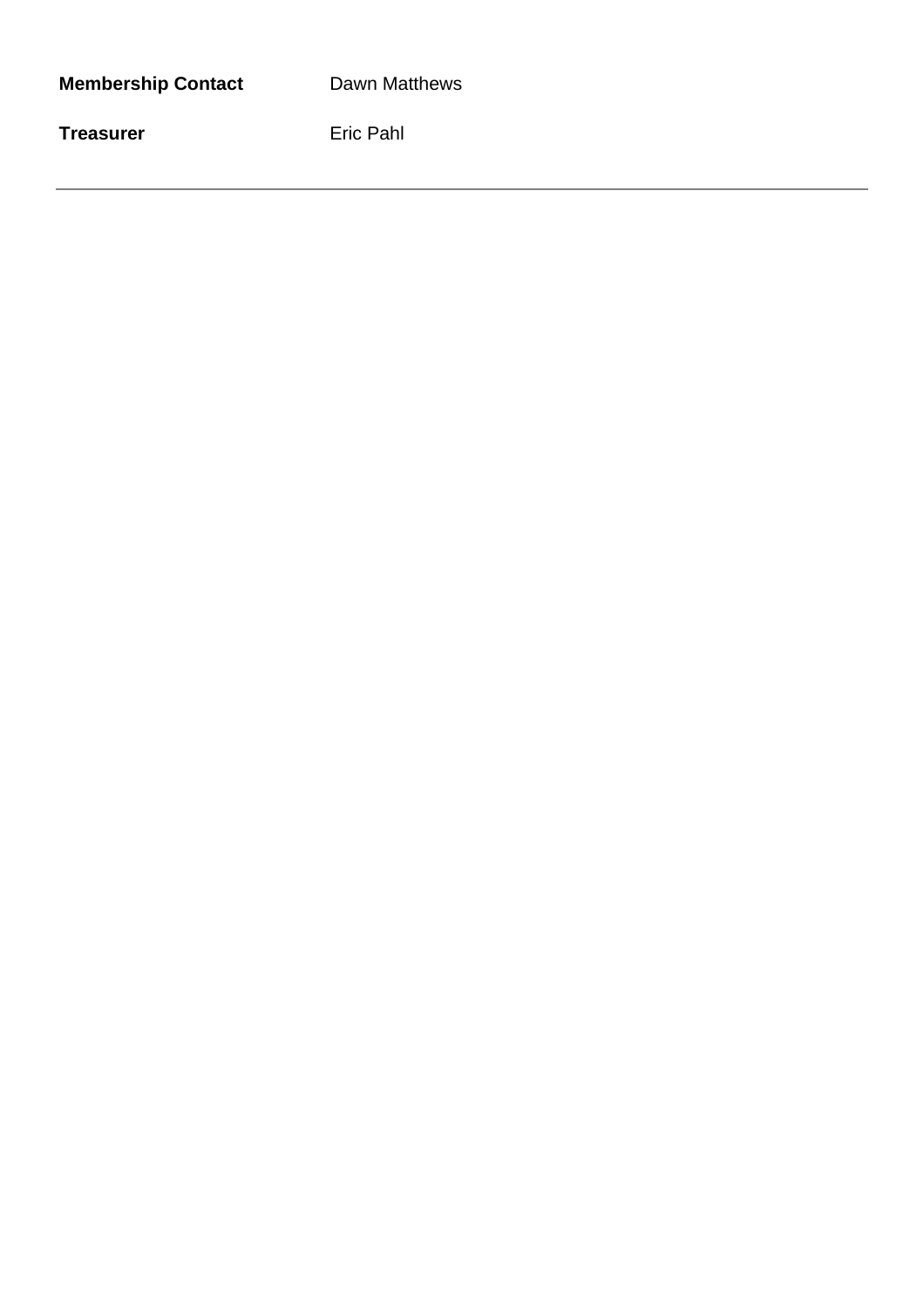**Membership Contact** Dawn Matthews

**Treasurer** Eric Pahl

---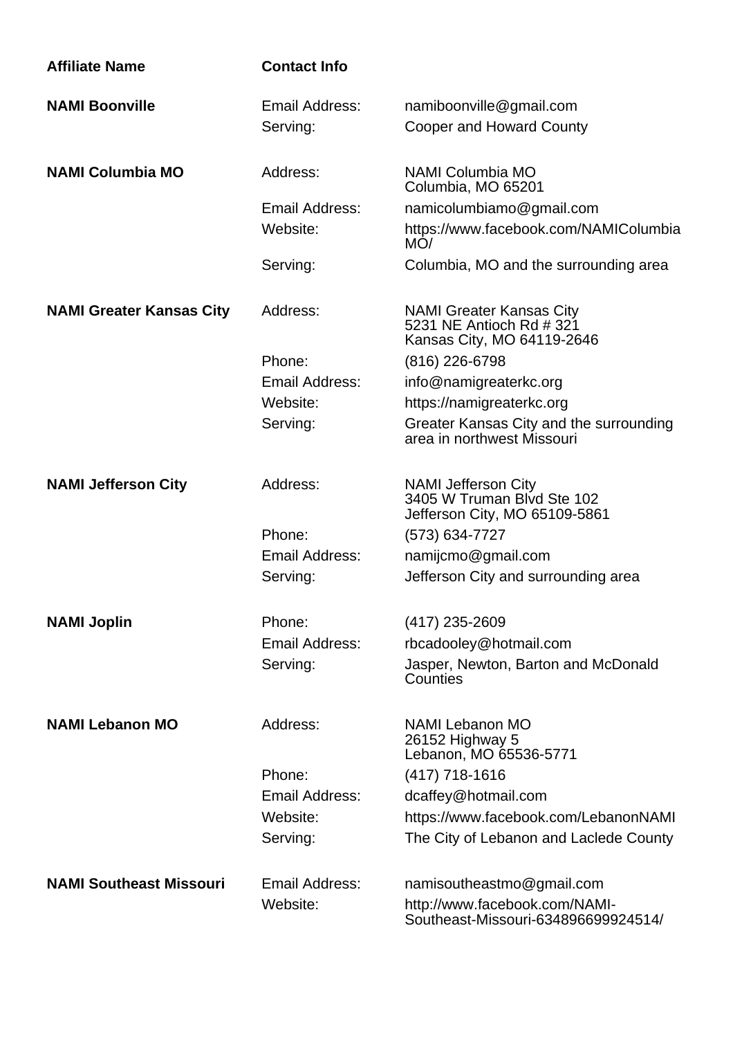| Affiliate Name | Contact Info | |
|---|---|---|
| **NAMI Boonville** | Email Address: | namiboonville@gmail.com |
| | Serving: | Cooper and Howard County |
| **NAMI Columbia MO** | Address: | NAMI Columbia MO<br>Columbia, MO 65201 |
| | Email Address: | namicolumbiamo@gmail.com |
| | Website: | https://www.facebook.com/NAMIColumbiaMO/ |
| | Serving: | Columbia, MO and the surrounding area |
| **NAMI Greater Kansas City** | Address: | NAMI Greater Kansas City<br>5231 NE Antioch Rd # 321<br>Kansas City, MO 64119-2646 |
| | Phone: | (816) 226-6798 |
| | Email Address: | info@namigreaterkc.org |
| | Website: | https://namigreaterkc.org |
| | Serving: | Greater Kansas City and the surrounding area in northwest Missouri |
| **NAMI Jefferson City** | Address: | NAMI Jefferson City<br>3405 W Truman Blvd Ste 102<br>Jefferson City, MO 65109-5861 |
| | Phone: | (573) 634-7727 |
| | Email Address: | namijcmo@gmail.com |
| | Serving: | Jefferson City and surrounding area |
| **NAMI Joplin** | Phone: | (417) 235-2609 |
| | Email Address: | rbcadooley@hotmail.com |
| | Serving: | Jasper, Newton, Barton and McDonald Counties |
| **NAMI Lebanon MO** | Address: | NAMI Lebanon MO<br>26152 Highway 5<br>Lebanon, MO 65536-5771 |
| | Phone: | (417) 718-1616 |
| | Email Address: | dcaffey@hotmail.com |
| | Website: | https://www.facebook.com/LebanonNAMI |
| | Serving: | The City of Lebanon and Laclede County |
| **NAMI Southeast Missouri** | Email Address: | namisoutheastmo@gmail.com |
| | Website: | http://www.facebook.com/NAMI-Southeast-Missouri-634896699924514/ |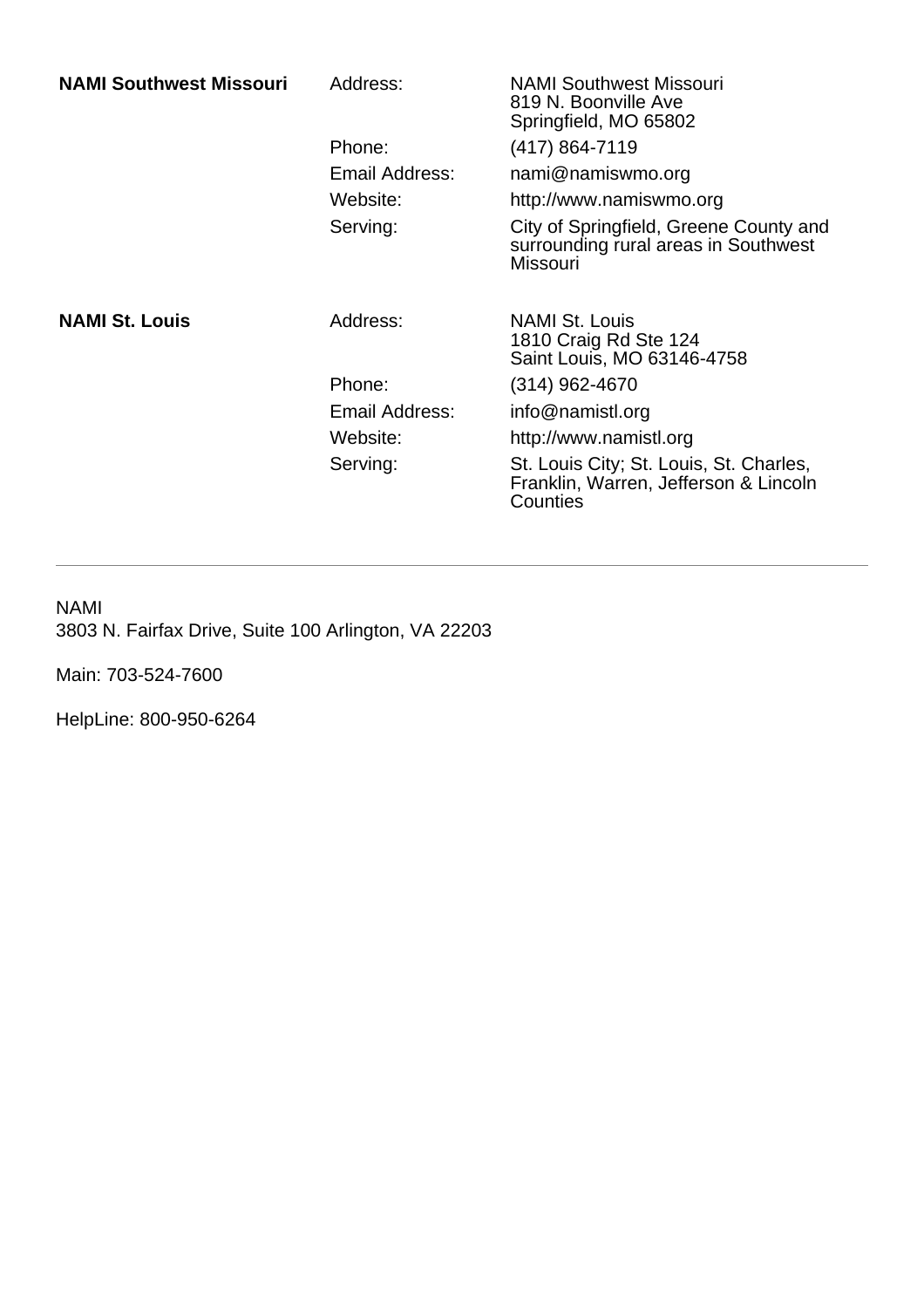| | | |
|---|---|---|
| **NAMI Southwest Missouri** | Address: | NAMI Southwest Missouri<br>819 N. Boonville Ave<br>Springfield, MO 65802 |
| | Phone: | (417) 864-7119 |
| | Email Address: | nami@namiswmo.org |
| | Website: | http://www.namiswmo.org |
| | Serving: | City of Springfield, Greene County and surrounding rural areas in Southwest Missouri |
| **NAMI St. Louis** | Address: | NAMI St. Louis<br>1810 Craig Rd Ste 124<br>Saint Louis, MO 63146-4758 |
| | Phone: | (314) 962-4670 |
| | Email Address: | info@namistl.org |
| | Website: | http://www.namistl.org |
| | Serving: | St. Louis City; St. Louis, St. Charles, Franklin, Warren, Jefferson & Lincoln Counties |

---

NAMI
3803 N. Fairfax Drive, Suite 100 Arlington, VA 22203

Main: 703-524-7600

HelpLine: 800-950-6264